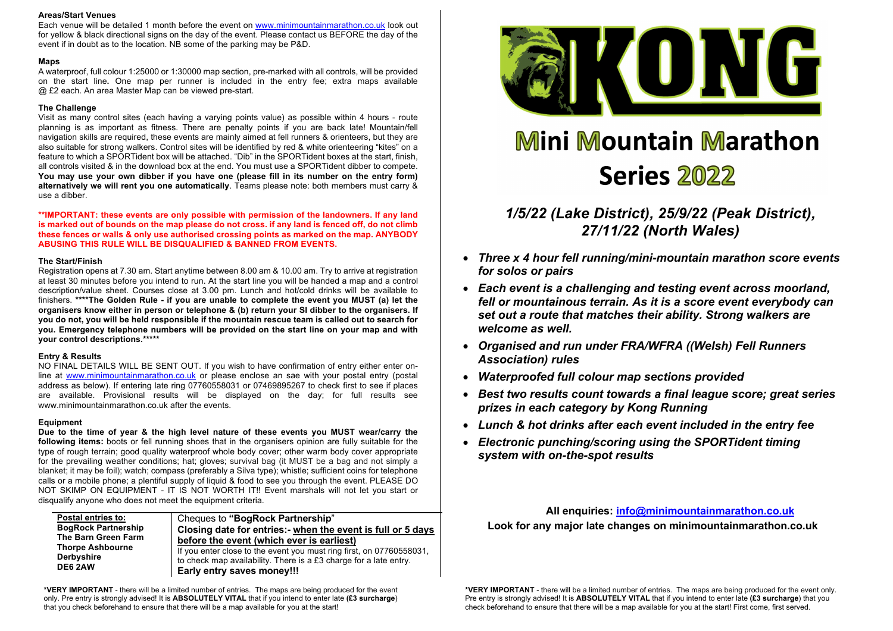### Areas/Start Venues

Each venue will be detailed 1 month before the event on www.minimountainmarathon.co.uk look out for yellow & black directional signs on the day of the event. Please contact us BEFORE the day of the event if in doubt as to the location. NB some of the parking may be P&D.

### Maps

A waterproof, full colour 1:25000 or 1:30000 map section, pre-marked with all controls, will be provided on the start line**.** One map per runner is included in the entry fee; extra maps available @ £2 each. An area Master Map can be viewed pre-start.

### The Challenge

Visit as many control sites (each having a varying points value) as possible within 4 hours - route planning is as important as fitness. There are penalty points if you are back late! Mountain/fell navigation skills are required, these events are mainly aimed at fell runners & orienteers, but they are also suitable for strong walkers. Control sites will be identified by red & white orienteering "kites" on a feature to which a SPORTident box will be attached. "Dib" in the SPORTident boxes at the start, finish, all controls visited & in the download box at the end. You must use a SPORTident dibber to compete. **You may use your own dibber if you have one (please fill in its number on the entry form) alternatively we will rent you one automatically**. Teams please note: both members must carry & use a dibber.

****IMPORTANT: these events are only possible with permission of the landowners. If any land is marked out of bounds on the map please do not cross. if any land is fenced off, do not climb these fences or walls & only use authorised crossing points as marked on the map. ANYBODY ABUSING THIS RULE WILL BE DISQUALIFIED & BANNED FROM EVENTS.**

### The Start/Finish

Registration opens at 7.30 am. Start anytime between 8.00 am & 10.00 am. Try to arrive at registration at least 30 minutes before you intend to run. At the start line you will be handed a map and a control description/value sheet. Courses close at 3.00 pm. Lunch and hot/cold drinks will be available to finishers. ****The Golden Rule - if you are unable to complete the event you MUST (a) let the organisers know either in person or telephone & (b) return your SI dibber to the organisers. If you do not, you will be held responsible if the mountain rescue team is called out to search for you. Emergency telephone numbers will be provided on the start line on your map and with your control descriptions.*****

### Entry & Results

NO FINAL DETAILS WILL BE SENT OUT. If you wish to have confirmation of entry either enter on-line at www.minimountainmarathon.co.uk or please enclose an sae with your postal entry (postal address as below). If entering late ring 07760558031 or 07469895267 to check first to see if places are available. Provisional results will be displayed on the day; for full results see www.minimountainmarathon.co.uk after the events.

### Equipment

**Due to the time of year & the high level nature of these events you MUST wear/carry the following items:** boots or fell running shoes that in the organisers opinion are fully suitable for the type of rough terrain; good quality waterproof whole body cover; other warm body cover appropriate for the prevailing weather conditions; hat; gloves; survival bag (it MUST be a bag and not simply a blanket; it may be foil); watch; compass (preferably a Silva type); whistle; sufficient coins for telephone calls or a mobile phone; a plentiful supply of liquid & food to see you through the event. PLEASE DO NOT SKIMP ON EQUIPMENT - IT IS NOT WORTH IT!! Event marshals will not let you start or disqualify anyone who does not meet the equipment criteria.

| **Postal entries to:** | Cheques to **"BogRock Partnership"** |
|---|---|
| **BogRock Partnership**<br>**The Barn Green Farm**<br>**Thorpe Ashbourne**<br>**Derbyshire**<br>**DE6 2AW** | **Closing date for entries:- when the event is full or 5 days before the event (which ever is earliest)**<br>If you enter close to the event you must ring first, on 07760558031, to check map availability. There is a £3 charge for a late entry.<br>**Early entry saves money!!!** |

***VERY IMPORTANT** - there will be a limited number of entries. The maps are being produced for the event only. Pre entry is strongly advised! It is **ABSOLUTELY VITAL** that if you intend to enter late **(£3 surcharge**) that you check beforehand to ensure that there will be a map available for you at the start!

# KONG

# Mini Mountain Marathon Series 2022

## *1/5/22 (Lake District), 25/9/22 (Peak District), 27/11/22 (North Wales)*

- ***Three x 4 hour fell running/mini-mountain marathon score events for solos or pairs***
- ***Each event is a challenging and testing event across moorland, fell or mountainous terrain. As it is a score event everybody can set out a route that matches their ability. Strong walkers are welcome as well.***
- ***Organised and run under FRA/WFRA ((Welsh) Fell Runners Association) rules***
- ***Waterproofed full colour map sections provided***
- ***Best two results count towards a final league score; great series prizes in each category by Kong Running***
- ***Lunch & hot drinks after each event included in the entry fee***
- ***Electronic punching/scoring using the SPORTident timing system with on-the-spot results***

**All enquiries: info@minimountainmarathon.co.uk**

**Look for any major late changes on minimountainmarathon.co.uk**

***VERY IMPORTANT** - there will be a limited number of entries. The maps are being produced for the event only. Pre entry is strongly advised! It is **ABSOLUTELY VITAL** that if you intend to enter late **(£3 surcharge**) that you check beforehand to ensure that there will be a map available for you at the start! First come, first served.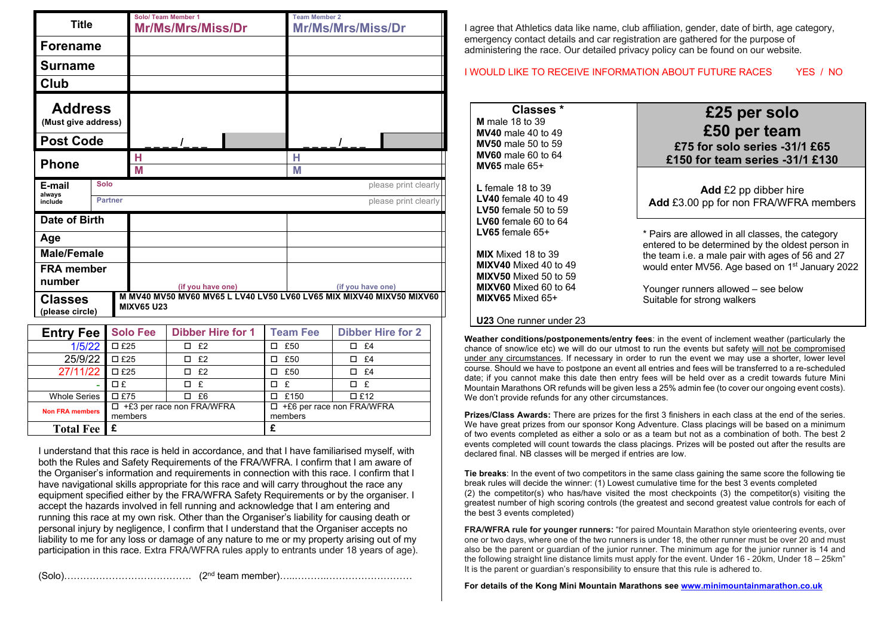| Title | Solo/ Team Member 1 Mr/Ms/Mrs/Miss/Dr | Team Member 2 Mr/Ms/Mrs/Miss/Dr |
|---|---|---|
| Forename | | |
| Surname | | |
| Club | | |
| Address (Must give address) | | |
| Post Code | _ _ _ _/_ _ _ | _ _ _ _/_ _ _ |
| Phone | H<br>M | H<br>M |
| E-mail always include — Solo | please print clearly | |
| E-mail always include — Partner | please print clearly | |
| Date of Birth | | |
| Age | | |
| Male/Female | | |
| FRA member number | (if you have one) | (if you have one) |
| Classes (please circle) | M MV40 MV50 MV60 MV65 L LV40 LV50 LV60 LV65 MIX MIXV40 MIXV50 MIXV60 MIXV65 U23 | |

| Entry Fee | Solo Fee | Dibber Hire for 1 | Team Fee | Dibber Hire for 2 |
|---|---|---|---|---|
| 1/5/22 | ☐ £25 | ☐ £2 | ☐ £50 | ☐ £4 |
| 25/9/22 | ☐ £25 | ☐ £2 | ☐ £50 | ☐ £4 |
| 27/11/22 | ☐ £25 | ☐ £2 | ☐ £50 | ☐ £4 |
| - | ☐ £ | ☐ £ | ☐ £ | ☐ £ |
| Whole Series | ☐ £75 | ☐ £6 | ☐ £150 | ☐ £12 |
| Non FRA members | ☐ +£3 per race non FRA/WFRA members | | ☐ +£6 per race non FRA/WFRA members | |
| Total Fee | £ | | £ | |

I understand that this race is held in accordance, and that I have familiarised myself, with both the Rules and Safety Requirements of the FRA/WFRA. I confirm that I am aware of the Organiser's information and requirements in connection with this race. I confirm that I have navigational skills appropriate for this race and will carry throughout the race any equipment specified either by the FRA/WFRA Safety Requirements or by the organiser. I accept the hazards involved in fell running and acknowledge that I am entering and running this race at my own risk. Other than the Organiser's liability for causing death or personal injury by negligence, I confirm that I understand that the Organiser accepts no liability to me for any loss or damage of any nature to me or my property arising out of my participation in this race. Extra FRA/WFRA rules apply to entrants under 18 years of age).

(Solo)…………………………………. (2nd team member)…..…….……………………

I agree that Athletics data like name, club affiliation, gender, date of birth, age category, emergency contact details and car registration are gathered for the purpose of administering the race. Our detailed privacy policy can be found on our website.

I WOULD LIKE TO RECEIVE INFORMATION ABOUT FUTURE RACES YES / NO

**Classes ***

**M** male 18 to 39
**MV40** male 40 to 49
**MV50** male 50 to 59
**MV60** male 60 to 64
**MV65** male 65+

**L** female 18 to 39
**LV40** female 40 to 49
**LV50** female 50 to 59
**LV60** female 60 to 64
**LV65** female 65+

**MIX** Mixed 18 to 39
**MIXV40** Mixed 40 to 49
**MIXV50** Mixed 50 to 59
**MIXV60** Mixed 60 to 64
**MIXV65** Mixed 65+

**U23** One runner under 23

**£25 per solo**
**£50 per team**
**£75 for solo series -31/1 £65**
**£150 for team series -31/1 £130**

**Add** £2 pp dibber hire
**Add** £3.00 pp for non FRA/WFRA members

* Pairs are allowed in all classes, the category entered to be determined by the oldest person in the team i.e. a male pair with ages of 56 and 27 would enter MV56. Age based on 1st January 2022

Younger runners allowed – see below
Suitable for strong walkers

**Weather conditions/postponements/entry fees**: in the event of inclement weather (particularly the chance of snow/ice etc) we will do our utmost to run the events but safety will not be compromised under any circumstances. If necessary in order to run the event we may use a shorter, lower level course. Should we have to postpone an event all entries and fees will be transferred to a re-scheduled date; if you cannot make this date then entry fees will be held over as a credit towards future Mini Mountain Marathons OR refunds will be given less a 25% admin fee (to cover our ongoing event costs). We don't provide refunds for any other circumstances.

**Prizes/Class Awards:** There are prizes for the first 3 finishers in each class at the end of the series. We have great prizes from our sponsor Kong Adventure. Class placings will be based on a minimum of two events completed as either a solo or as a team but not as a combination of both. The best 2 events completed will count towards the class placings. Prizes will be posted out after the results are declared final. NB classes will be merged if entries are low.

**Tie breaks**: In the event of two competitors in the same class gaining the same score the following tie break rules will decide the winner: (1) Lowest cumulative time for the best 3 events completed (2) the competitor(s) who has/have visited the most checkpoints (3) the competitor(s) visiting the greatest number of high scoring controls (the greatest and second greatest value controls for each of the best 3 events completed)

**FRA/WFRA rule for younger runners:** "for paired Mountain Marathon style orienteering events, over one or two days, where one of the two runners is under 18, the other runner must be over 20 and must also be the parent or guardian of the junior runner. The minimum age for the junior runner is 14 and the following straight line distance limits must apply for the event. Under 16 - 20km, Under 18 – 25km" It is the parent or guardian's responsibility to ensure that this rule is adhered to.

**For details of the Kong Mini Mountain Marathons see www.minimountainmarathon.co.uk**